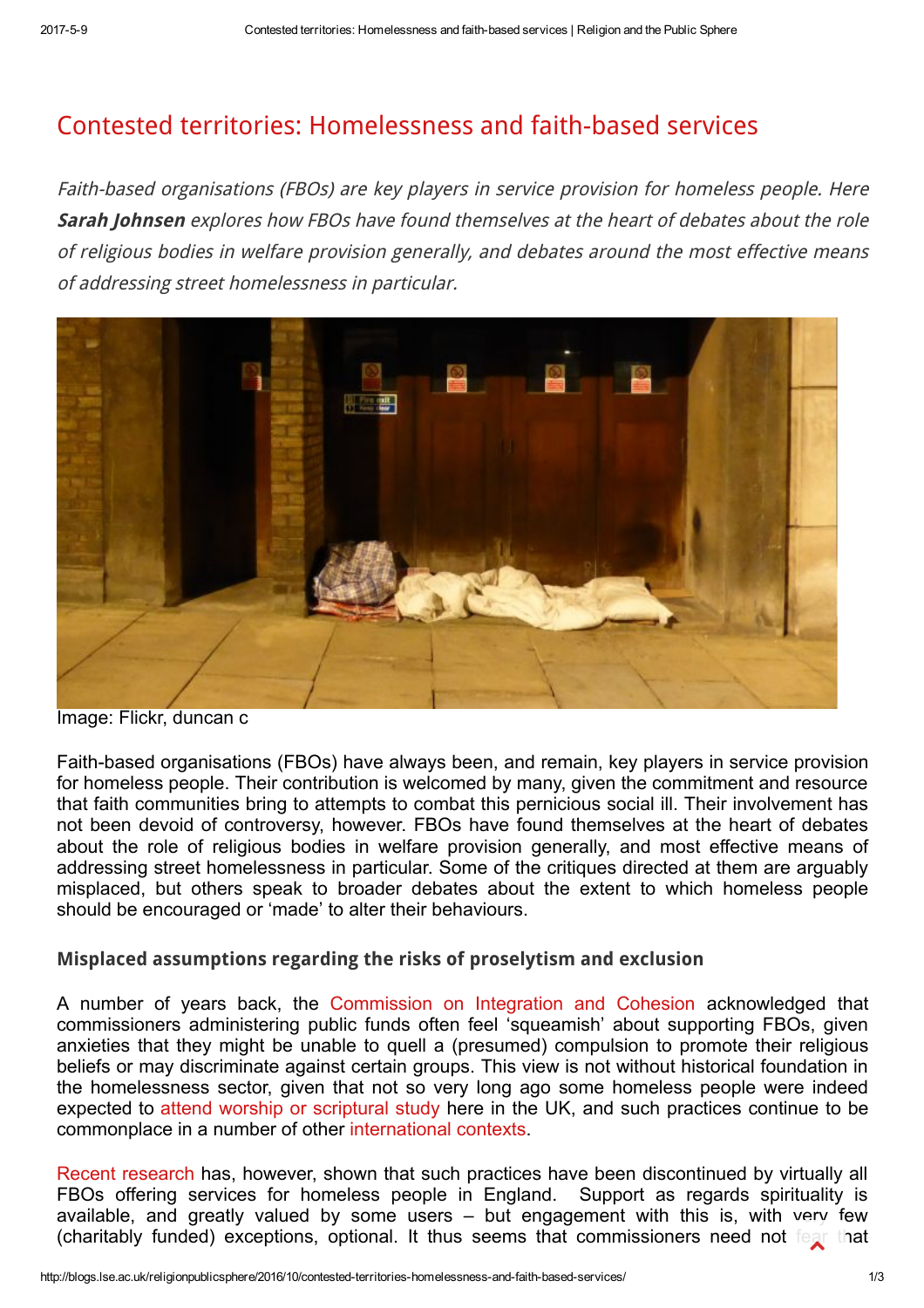# Contested territories: Homelessness and faith-based services

*Faith-based organisations (FBOs) are key players in service provision for homeless people. Here **Sarah Johnsen** explores how FBOs have found themselves at the heart of debates about the role of religious bodies in welfare provision generally, and debates around the most effective means of addressing street homelessness in particular.*

Image: Flickr, duncan c

Faith-based organisations (FBOs) have always been, and remain, key players in service provision for homeless people. Their contribution is welcomed by many, given the commitment and resource that faith communities bring to attempts to combat this pernicious social ill. Their involvement has not been devoid of controversy, however. FBOs have found themselves at the heart of debates about the role of religious bodies in welfare provision generally, and most effective means of addressing street homelessness in particular. Some of the critiques directed at them are arguably misplaced, but others speak to broader debates about the extent to which homeless people should be encouraged or 'made' to alter their behaviours.

### Misplaced assumptions regarding the risks of proselytism and exclusion

A number of years back, the Commission on Integration and Cohesion acknowledged that commissioners administering public funds often feel 'squeamish' about supporting FBOs, given anxieties that they might be unable to quell a (presumed) compulsion to promote their religious beliefs or may discriminate against certain groups. This view is not without historical foundation in the homelessness sector, given that not so very long ago some homeless people were indeed expected to attend worship or scriptural study here in the UK, and such practices continue to be commonplace in a number of other international contexts.

Recent research has, however, shown that such practices have been discontinued by virtually all FBOs offering services for homeless people in England. Support as regards spirituality is available, and greatly valued by some users – but engagement with this is, with very few (charitably funded) exceptions, optional. It thus seems that commissioners need not fear that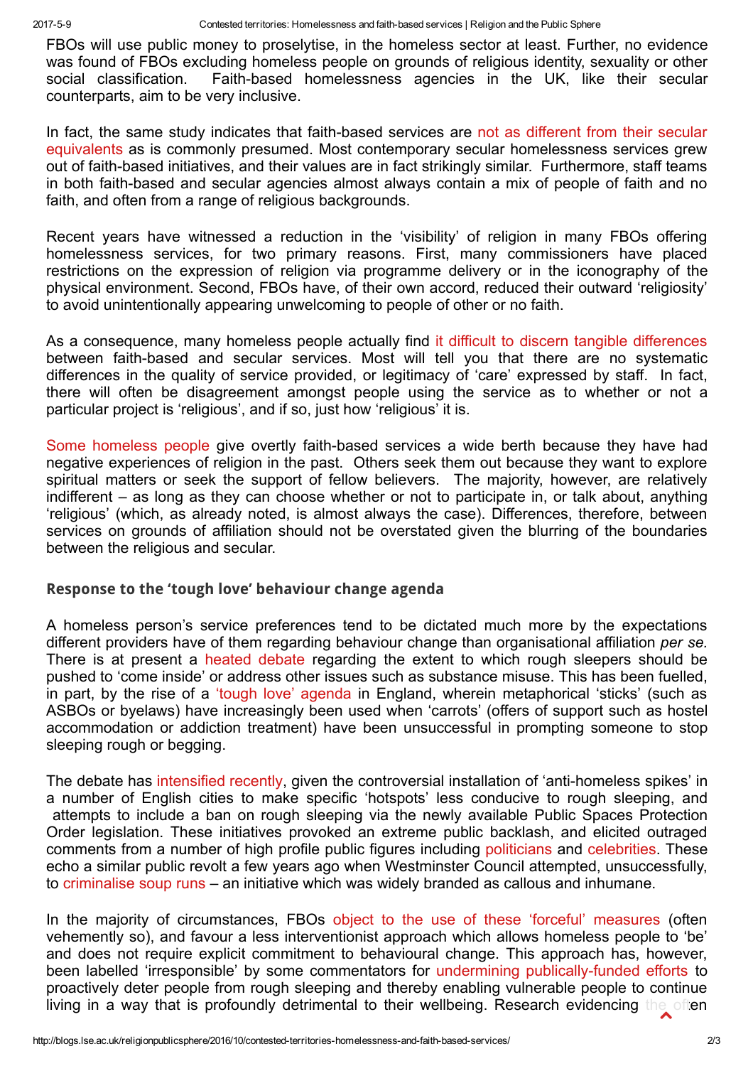FBOs will use public money to proselytise, in the homeless sector at least. Further, no evidence was found of FBOs excluding homeless people on grounds of religious identity, sexuality or other social classification. Faith-based homelessness agencies in the UK, like their secular counterparts, aim to be very inclusive.

In fact, the same study indicates that faith-based services are not as different from their secular equivalents as is commonly presumed. Most contemporary secular homelessness services grew out of faith-based initiatives, and their values are in fact strikingly similar. Furthermore, staff teams in both faith-based and secular agencies almost always contain a mix of people of faith and no faith, and often from a range of religious backgrounds.

Recent years have witnessed a reduction in the 'visibility' of religion in many FBOs offering homelessness services, for two primary reasons. First, many commissioners have placed restrictions on the expression of religion via programme delivery or in the iconography of the physical environment. Second, FBOs have, of their own accord, reduced their outward 'religiosity' to avoid unintentionally appearing unwelcoming to people of other or no faith.

As a consequence, many homeless people actually find it difficult to discern tangible differences between faith-based and secular services. Most will tell you that there are no systematic differences in the quality of service provided, or legitimacy of 'care' expressed by staff. In fact, there will often be disagreement amongst people using the service as to whether or not a particular project is 'religious', and if so, just how 'religious' it is.

Some homeless people give overtly faith-based services a wide berth because they have had negative experiences of religion in the past. Others seek them out because they want to explore spiritual matters or seek the support of fellow believers. The majority, however, are relatively indifferent – as long as they can choose whether or not to participate in, or talk about, anything 'religious' (which, as already noted, is almost always the case). Differences, therefore, between services on grounds of affiliation should not be overstated given the blurring of the boundaries between the religious and secular.

## Response to the 'tough love' behaviour change agenda

A homeless person's service preferences tend to be dictated much more by the expectations different providers have of them regarding behaviour change than organisational affiliation *per se.* There is at present a heated debate regarding the extent to which rough sleepers should be pushed to 'come inside' or address other issues such as substance misuse. This has been fuelled, in part, by the rise of a 'tough love' agenda in England, wherein metaphorical 'sticks' (such as ASBOs or byelaws) have increasingly been used when 'carrots' (offers of support such as hostel accommodation or addiction treatment) have been unsuccessful in prompting someone to stop sleeping rough or begging.

The debate has intensified recently, given the controversial installation of 'anti-homeless spikes' in a number of English cities to make specific 'hotspots' less conducive to rough sleeping, and attempts to include a ban on rough sleeping via the newly available Public Spaces Protection Order legislation. These initiatives provoked an extreme public backlash, and elicited outraged comments from a number of high profile public figures including politicians and celebrities. These echo a similar public revolt a few years ago when Westminster Council attempted, unsuccessfully, to criminalise soup runs – an initiative which was widely branded as callous and inhumane.

In the majority of circumstances, FBOs object to the use of these 'forceful' measures (often vehemently so), and favour a less interventionist approach which allows homeless people to 'be' and does not require explicit commitment to behavioural change. This approach has, however, been labelled 'irresponsible' by some commentators for undermining publically-funded efforts to proactively deter people from rough sleeping and thereby enabling vulnerable people to continue living in a way that is profoundly detrimental to their wellbeing. Research evidencing the often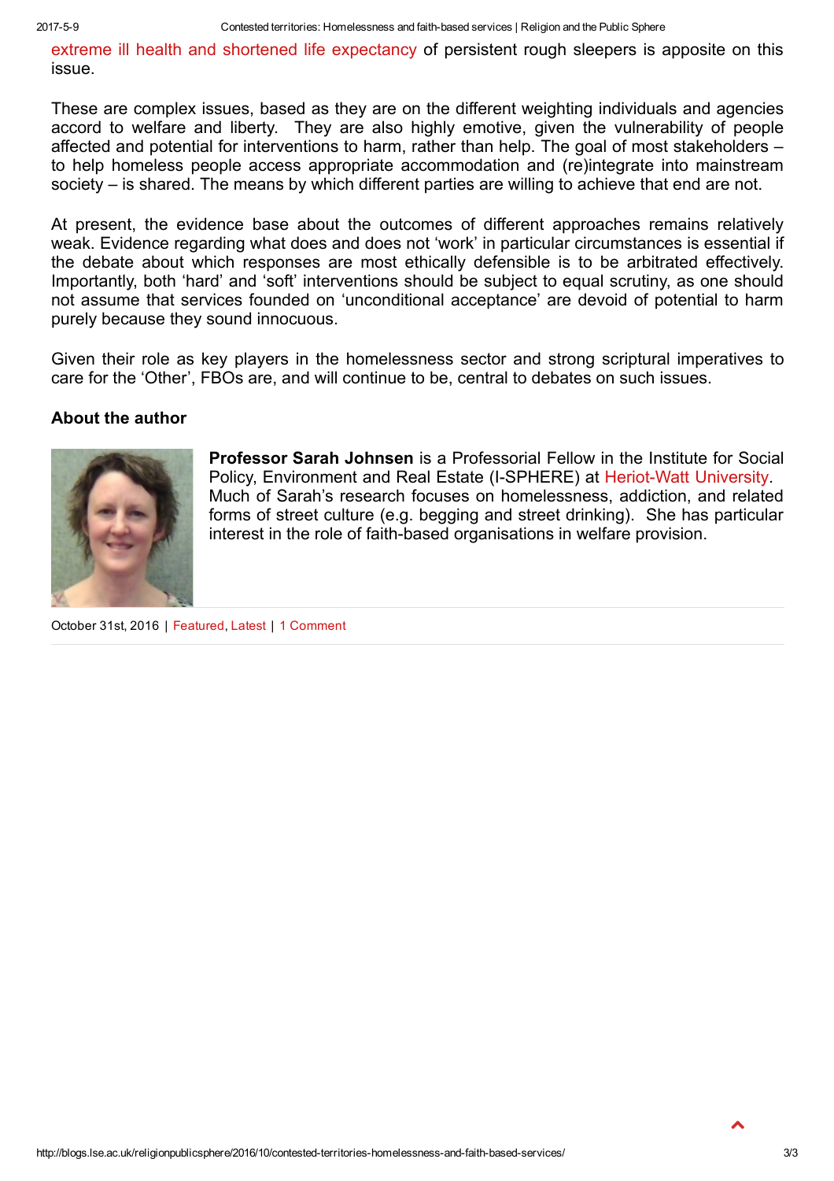extreme ill health and shortened life expectancy of persistent rough sleepers is apposite on this issue.

These are complex issues, based as they are on the different weighting individuals and agencies accord to welfare and liberty. They are also highly emotive, given the vulnerability of people affected and potential for interventions to harm, rather than help. The goal of most stakeholders – to help homeless people access appropriate accommodation and (re)integrate into mainstream society – is shared. The means by which different parties are willing to achieve that end are not.

At present, the evidence base about the outcomes of different approaches remains relatively weak. Evidence regarding what does and does not 'work' in particular circumstances is essential if the debate about which responses are most ethically defensible is to be arbitrated effectively. Importantly, both 'hard' and 'soft' interventions should be subject to equal scrutiny, as one should not assume that services founded on 'unconditional acceptance' are devoid of potential to harm purely because they sound innocuous.

Given their role as key players in the homelessness sector and strong scriptural imperatives to care for the 'Other', FBOs are, and will continue to be, central to debates on such issues.

**About the author**

**Professor Sarah Johnsen** is a Professorial Fellow in the Institute for Social Policy, Environment and Real Estate (I-SPHERE) at Heriot-Watt University. Much of Sarah's research focuses on homelessness, addiction, and related forms of street culture (e.g. begging and street drinking). She has particular interest in the role of faith-based organisations in welfare provision.

October 31st, 2016 | Featured, Latest | 1 Comment